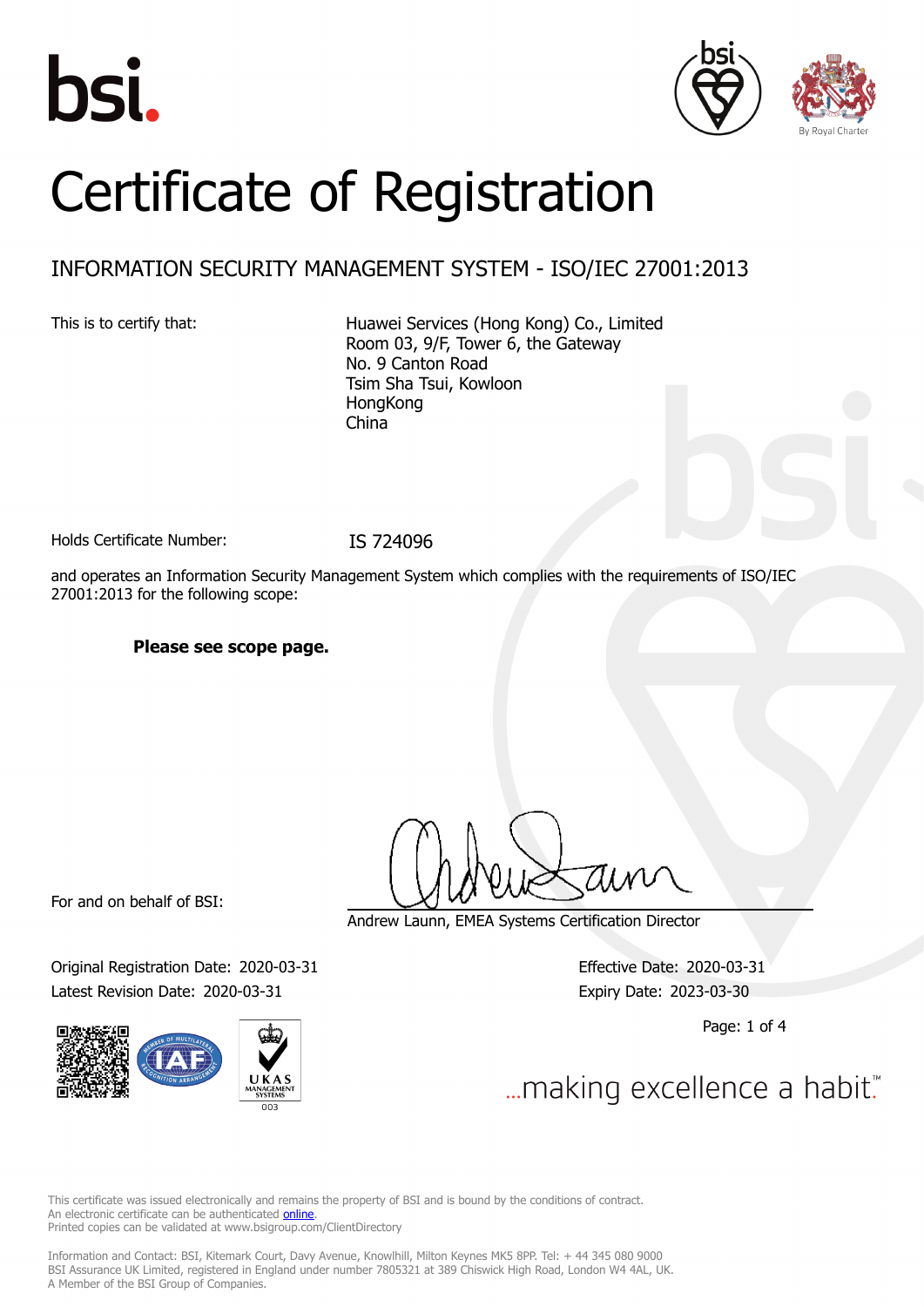bsi.

# Certificate of Registration

## INFORMATION SECURITY MANAGEMENT SYSTEM - ISO/IEC 27001:2013

This is to certify that:

Huawei Services (Hong Kong) Co., Limited
Room 03, 9/F, Tower 6, the Gateway
No. 9 Canton Road
Tsim Sha Tsui, Kowloon
HongKong
China

Holds Certificate Number: IS 724096

and operates an Information Security Management System which complies with the requirements of ISO/IEC 27001:2013 for the following scope:

**Please see scope page.**

For and on behalf of BSI:

Andrew Launn, EMEA Systems Certification Director

Original Registration Date: 2020-03-31
Latest Revision Date: 2020-03-31

Effective Date: 2020-03-31
Expiry Date: 2023-03-30

...making excellence a habit.™

This certificate was issued electronically and remains the property of BSI and is bound by the conditions of contract.
An electronic certificate can be authenticated online.
Printed copies can be validated at www.bsigroup.com/ClientDirectory

Information and Contact: BSI, Kitemark Court, Davy Avenue, Knowlhill, Milton Keynes MK5 8PP. Tel: + 44 345 080 9000
BSI Assurance UK Limited, registered in England under number 7805321 at 389 Chiswick High Road, London W4 4AL, UK.
A Member of the BSI Group of Companies.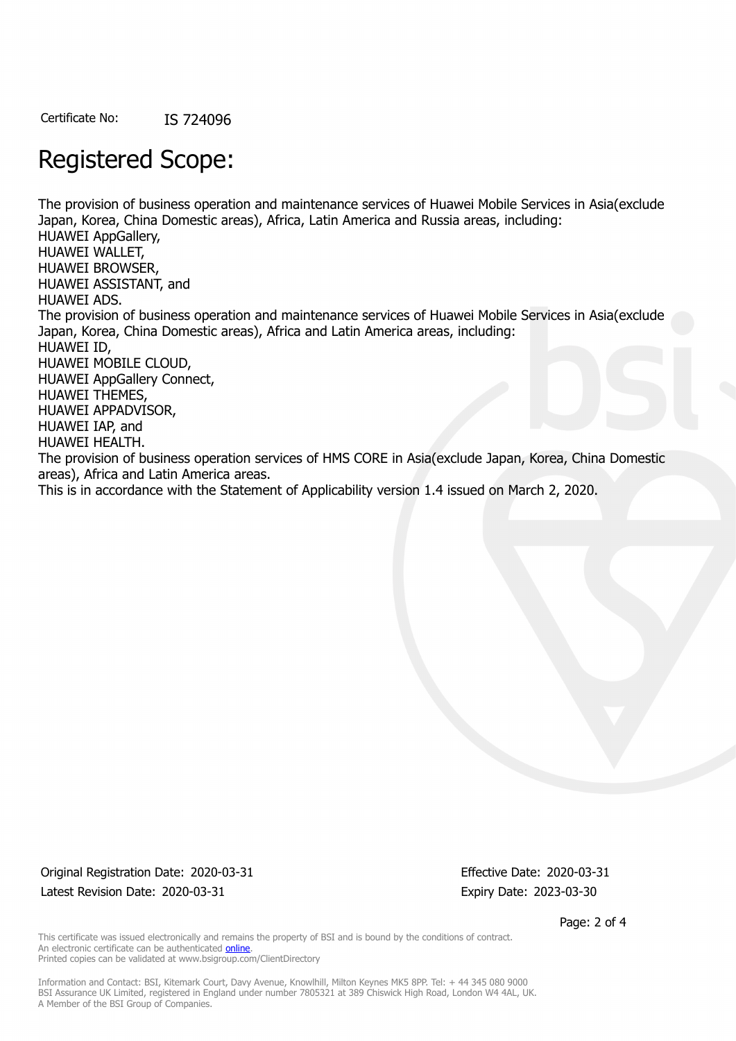Certificate No: IS 724096

# Registered Scope:

The provision of business operation and maintenance services of Huawei Mobile Services in Asia(exclude Japan, Korea, China Domestic areas), Africa, Latin America and Russia areas, including:
HUAWEI AppGallery,
HUAWEI WALLET,
HUAWEI BROWSER,
HUAWEI ASSISTANT, and
HUAWEI ADS.
The provision of business operation and maintenance services of Huawei Mobile Services in Asia(exclude Japan, Korea, China Domestic areas), Africa and Latin America areas, including:
HUAWEI ID,
HUAWEI MOBILE CLOUD,
HUAWEI AppGallery Connect,
HUAWEI THEMES,
HUAWEI APPADVISOR,
HUAWEI IAP, and
HUAWEI HEALTH.
The provision of business operation services of HMS CORE in Asia(exclude Japan, Korea, China Domestic areas), Africa and Latin America areas.
This is in accordance with the Statement of Applicability version 1.4 issued on March 2, 2020.

Original Registration Date: 2020-03-31
Latest Revision Date: 2020-03-31

Effective Date: 2020-03-31
Expiry Date: 2023-03-30

This certificate was issued electronically and remains the property of BSI and is bound by the conditions of contract.
An electronic certificate can be authenticated online.
Printed copies can be validated at www.bsigroup.com/ClientDirectory

Information and Contact: BSI, Kitemark Court, Davy Avenue, Knowlhill, Milton Keynes MK5 8PP. Tel: + 44 345 080 9000
BSI Assurance UK Limited, registered in England under number 7805321 at 389 Chiswick High Road, London W4 4AL, UK.
A Member of the BSI Group of Companies.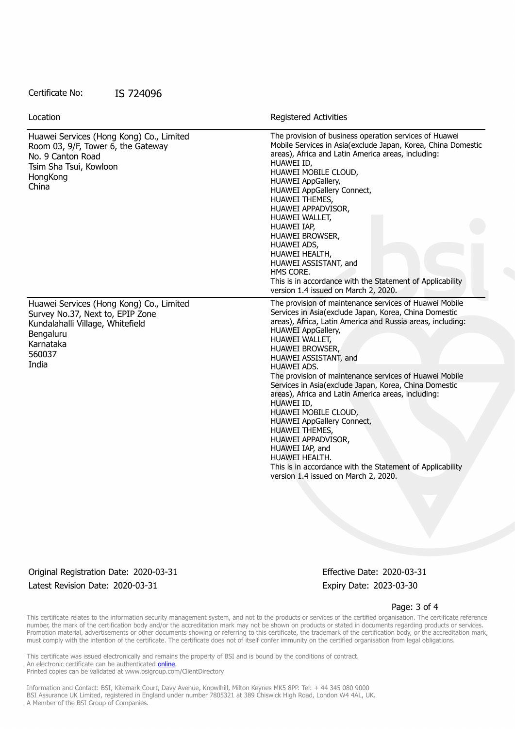Certificate No: IS 724096

| Location | Registered Activities |
| --- | --- |
| Huawei Services (Hong Kong) Co., Limited<br>Room 03, 9/F, Tower 6, the Gateway<br>No. 9 Canton Road<br>Tsim Sha Tsui, Kowloon<br>HongKong<br>China | The provision of business operation services of Huawei Mobile Services in Asia(exclude Japan, Korea, China Domestic areas), Africa and Latin America areas, including:<br>HUAWEI ID,<br>HUAWEI MOBILE CLOUD,<br>HUAWEI AppGallery,<br>HUAWEI AppGallery Connect,<br>HUAWEI THEMES,<br>HUAWEI APPADVISOR,<br>HUAWEI WALLET,<br>HUAWEI IAP,<br>HUAWEI BROWSER,<br>HUAWEI ADS,<br>HUAWEI HEALTH,<br>HUAWEI ASSISTANT, and<br>HMS CORE.<br>This is in accordance with the Statement of Applicability version 1.4 issued on March 2, 2020. |
| Huawei Services (Hong Kong) Co., Limited<br>Survey No.37, Next to, EPIP Zone<br>Kundalahalli Village, Whitefield<br>Bengaluru<br>Karnataka<br>560037<br>India | The provision of maintenance services of Huawei Mobile Services in Asia(exclude Japan, Korea, China Domestic areas), Africa, Latin America and Russia areas, including:<br>HUAWEI AppGallery,<br>HUAWEI WALLET,<br>HUAWEI BROWSER,<br>HUAWEI ASSISTANT, and<br>HUAWEI ADS.<br>The provision of maintenance services of Huawei Mobile Services in Asia(exclude Japan, Korea, China Domestic areas), Africa and Latin America areas, including:<br>HUAWEI ID,<br>HUAWEI MOBILE CLOUD,<br>HUAWEI AppGallery Connect,<br>HUAWEI THEMES,<br>HUAWEI APPADVISOR,<br>HUAWEI IAP, and<br>HUAWEI HEALTH.<br>This is in accordance with the Statement of Applicability version 1.4 issued on March 2, 2020. |

Original Registration Date: 2020-03-31

Latest Revision Date: 2020-03-31

Effective Date: 2020-03-31

Expiry Date: 2023-03-30

This certificate relates to the information security management system, and not to the products or services of the certified organisation. The certificate reference number, the mark of the certification body and/or the accreditation mark may not be shown on products or stated in documents regarding products or services. Promotion material, advertisements or other documents showing or referring to this certificate, the trademark of the certification body, or the accreditation mark, must comply with the intention of the certificate. The certificate does not of itself confer immunity on the certified organisation from legal obligations.

This certificate was issued electronically and remains the property of BSI and is bound by the conditions of contract.
An electronic certificate can be authenticated online.
Printed copies can be validated at www.bsigroup.com/ClientDirectory

Information and Contact: BSI, Kitemark Court, Davy Avenue, Knowlhill, Milton Keynes MK5 8PP. Tel: + 44 345 080 9000
BSI Assurance UK Limited, registered in England under number 7805321 at 389 Chiswick High Road, London W4 4AL, UK.
A Member of the BSI Group of Companies.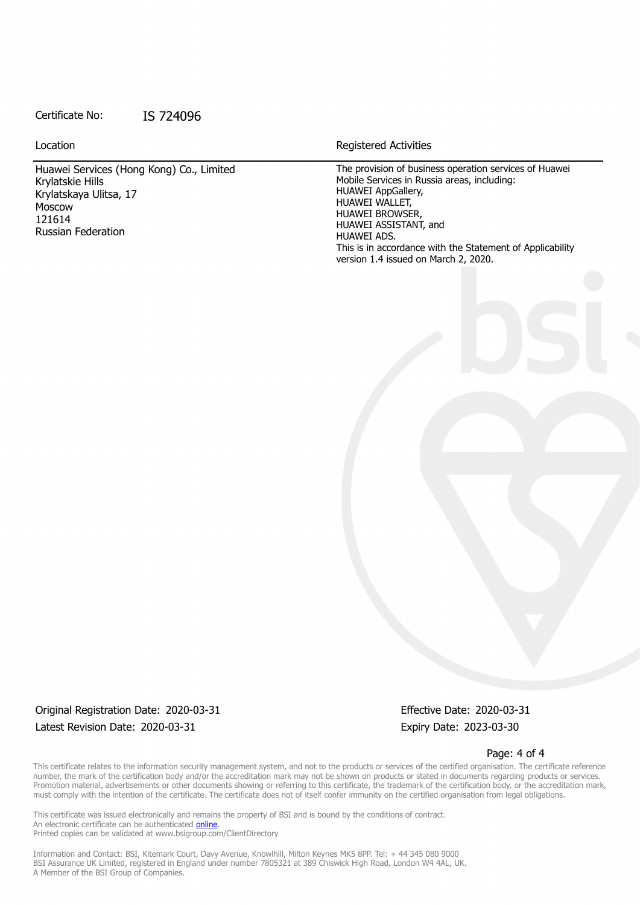Certificate No: IS 724096

| Location | Registered Activities |
| --- | --- |
| Huawei Services (Hong Kong) Co., Limited<br>Krylatskie Hills<br>Krylatskaya Ulitsa, 17<br>Moscow<br>121614<br>Russian Federation | The provision of business operation services of Huawei Mobile Services in Russia areas, including:<br>HUAWEI AppGallery,<br>HUAWEI WALLET,<br>HUAWEI BROWSER,<br>HUAWEI ASSISTANT, and<br>HUAWEI ADS.<br>This is in accordance with the Statement of Applicability version 1.4 issued on March 2, 2020. |

Original Registration Date: 2020-03-31

Latest Revision Date: 2020-03-31

Effective Date: 2020-03-31

Expiry Date: 2023-03-30

This certificate relates to the information security management system, and not to the products or services of the certified organisation. The certificate reference number, the mark of the certification body and/or the accreditation mark may not be shown on products or stated in documents regarding products or services. Promotion material, advertisements or other documents showing or referring to this certificate, the trademark of the certification body, or the accreditation mark, must comply with the intention of the certificate. The certificate does not of itself confer immunity on the certified organisation from legal obligations.

This certificate was issued electronically and remains the property of BSI and is bound by the conditions of contract.
An electronic certificate can be authenticated online.
Printed copies can be validated at www.bsigroup.com/ClientDirectory

Information and Contact: BSI, Kitemark Court, Davy Avenue, Knowlhill, Milton Keynes MK5 8PP. Tel: + 44 345 080 9000
BSI Assurance UK Limited, registered in England under number 7805321 at 389 Chiswick High Road, London W4 4AL, UK.
A Member of the BSI Group of Companies.